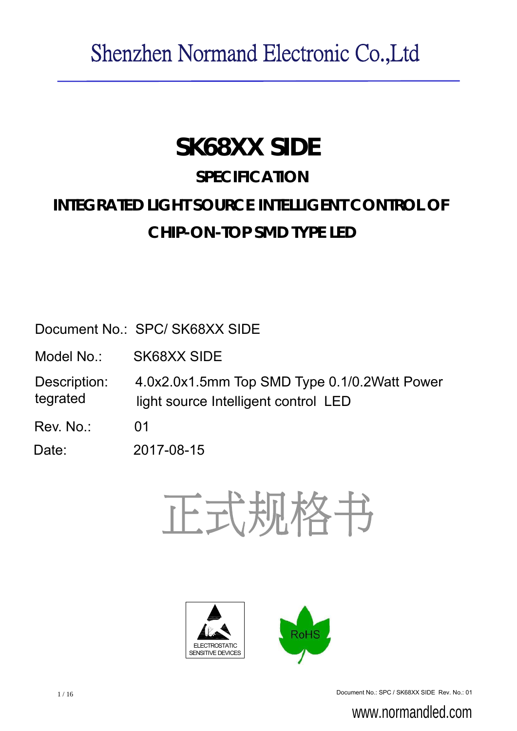Shenzhen Normand Electronic Co.,Ltd

# SK68XX SIDE

## SPECIFICATION

## INTEGRATED LIGHT SOURCE INTELLIGENT CONTROL OF CHIP-ON-TOP SMD TYPE LED

Document No.: SPC/ SK68XX SIDE

Model No.: SK68XX SIDE

Description: 4.0x2.0x1.5mm Top SMD Type 0.1/0.2Watt Power
tegrated light source Intelligent control LED

Rev. No.: 01

Date: 2017-08-15

正式规格书

ELECTROSTATIC SENSITIVE DEVICES

RoHS

www.normandled.com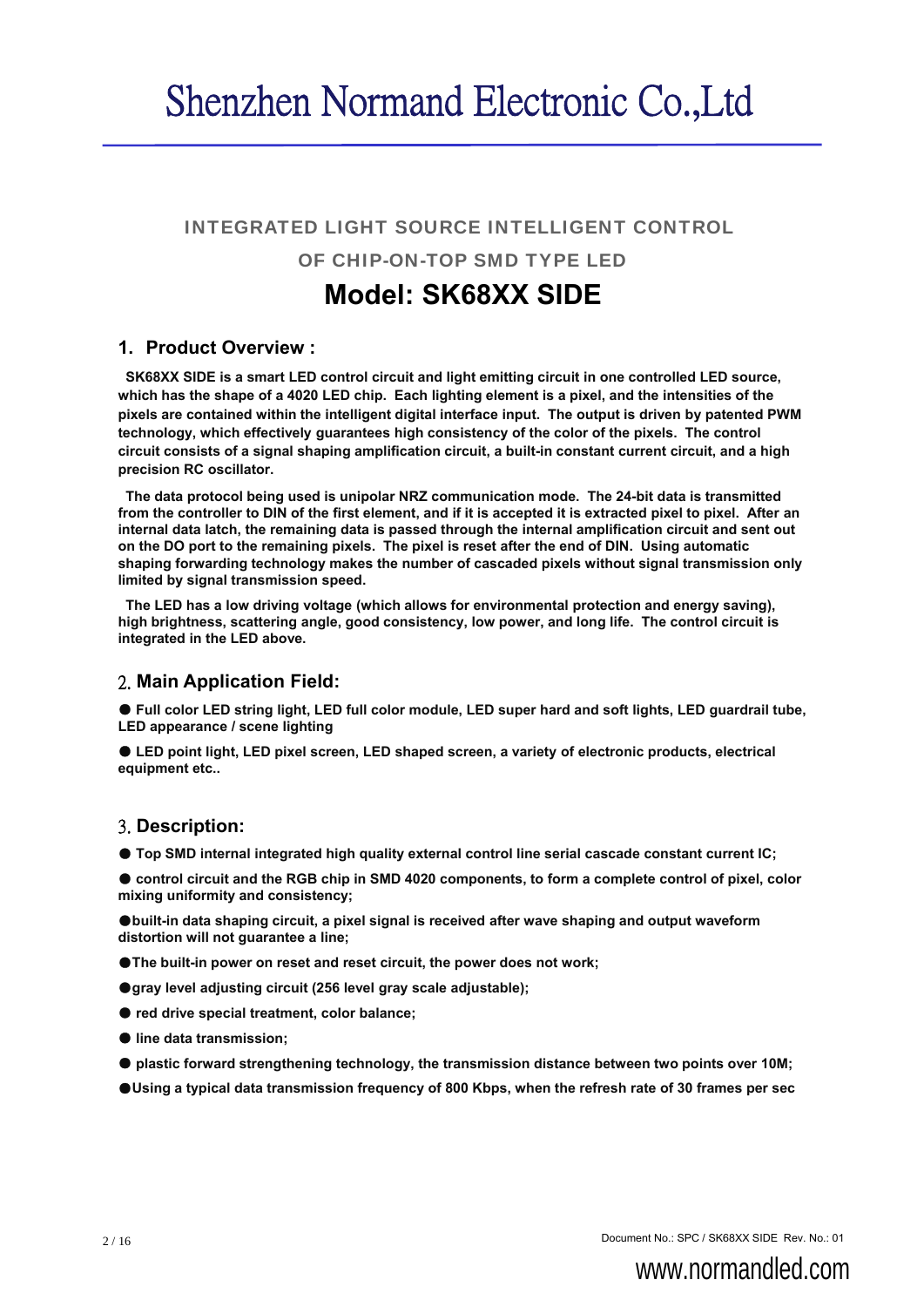# Shenzhen Normand Electronic Co.,Ltd

INTEGRATED LIGHT SOURCE INTELLIGENT CONTROL

OF CHIP-ON-TOP SMD TYPE LED

# Model: SK68XX SIDE

## 1. Product Overview :

**SK68XX SIDE is a smart LED control circuit and light emitting circuit in one controlled LED source, which has the shape of a 4020 LED chip. Each lighting element is a pixel, and the intensities of the pixels are contained within the intelligent digital interface input. The output is driven by patented PWM technology, which effectively guarantees high consistency of the color of the pixels. The control circuit consists of a signal shaping amplification circuit, a built-in constant current circuit, and a high precision RC oscillator.**

**The data protocol being used is unipolar NRZ communication mode. The 24-bit data is transmitted from the controller to DIN of the first element, and if it is accepted it is extracted pixel to pixel. After an internal data latch, the remaining data is passed through the internal amplification circuit and sent out on the DO port to the remaining pixels. The pixel is reset after the end of DIN. Using automatic shaping forwarding technology makes the number of cascaded pixels without signal transmission only limited by signal transmission speed.**

**The LED has a low driving voltage (which allows for environmental protection and energy saving), high brightness, scattering angle, good consistency, low power, and long life. The control circuit is integrated in the LED above.**

## 2. Main Application Field:

- **Full color LED string light, LED full color module, LED super hard and soft lights, LED guardrail tube, LED appearance / scene lighting**
- **LED point light, LED pixel screen, LED shaped screen, a variety of electronic products, electrical equipment etc..**

## 3. Description:

- **Top SMD internal integrated high quality external control line serial cascade constant current IC;**
- **control circuit and the RGB chip in SMD 4020 components, to form a complete control of pixel, color mixing uniformity and consistency;**
- **built-in data shaping circuit, a pixel signal is received after wave shaping and output waveform distortion will not guarantee a line;**
- **The built-in power on reset and reset circuit, the power does not work;**
- **gray level adjusting circuit (256 level gray scale adjustable);**
- **red drive special treatment, color balance;**
- **line data transmission;**
- **plastic forward strengthening technology, the transmission distance between two points over 10M;**
- **Using a typical data transmission frequency of 800 Kbps, when the refresh rate of 30 frames per sec**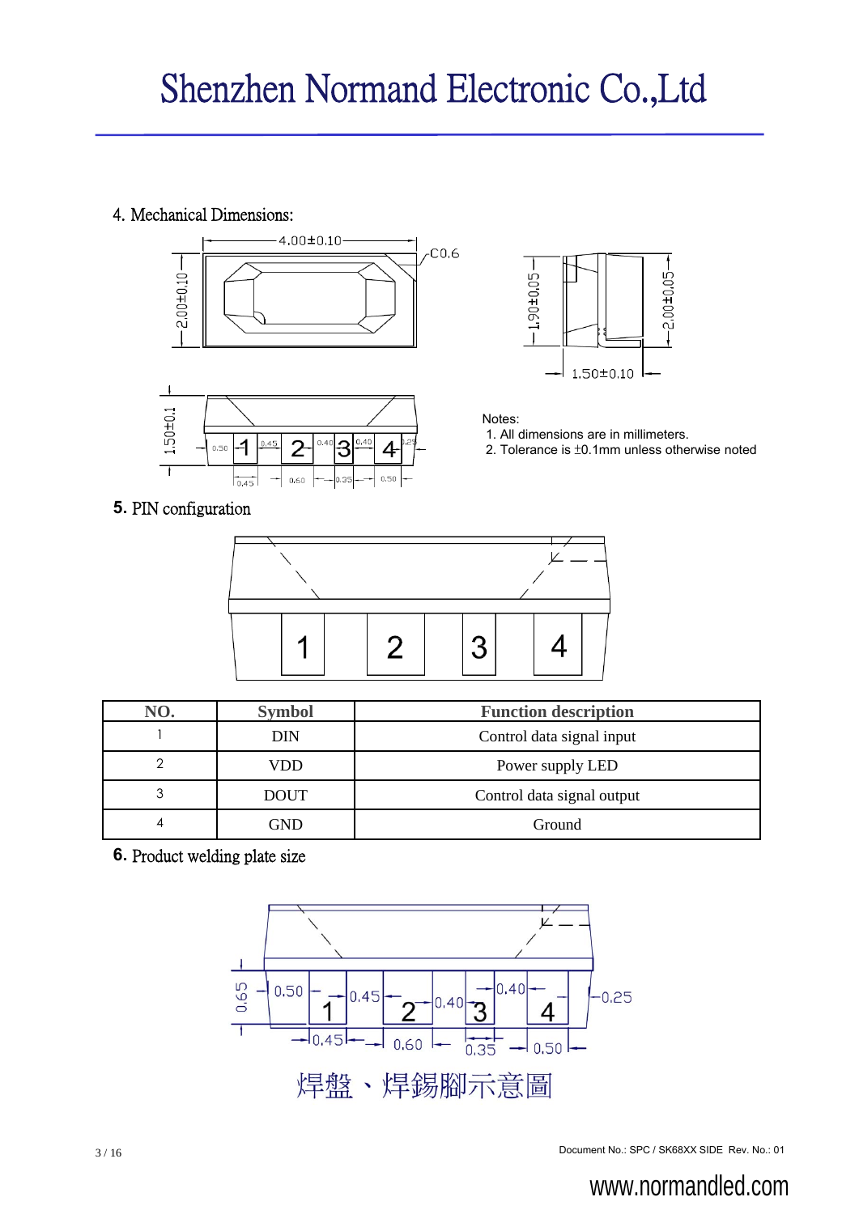## 4. Mechanical Dimensions:

Notes:

1. All dimensions are in millimeters.
2. Tolerance is ±0.1mm unless otherwise noted

## 5. PIN configuration

| NO. | Symbol | Function description |
|---|---|---|
| 1 | DIN | Control data signal input |
| 2 | VDD | Power supply LED |
| 3 | DOUT | Control data signal output |
| 4 | GND | Ground |

## 6. Product welding plate size

焊盤、焊錫腳示意圖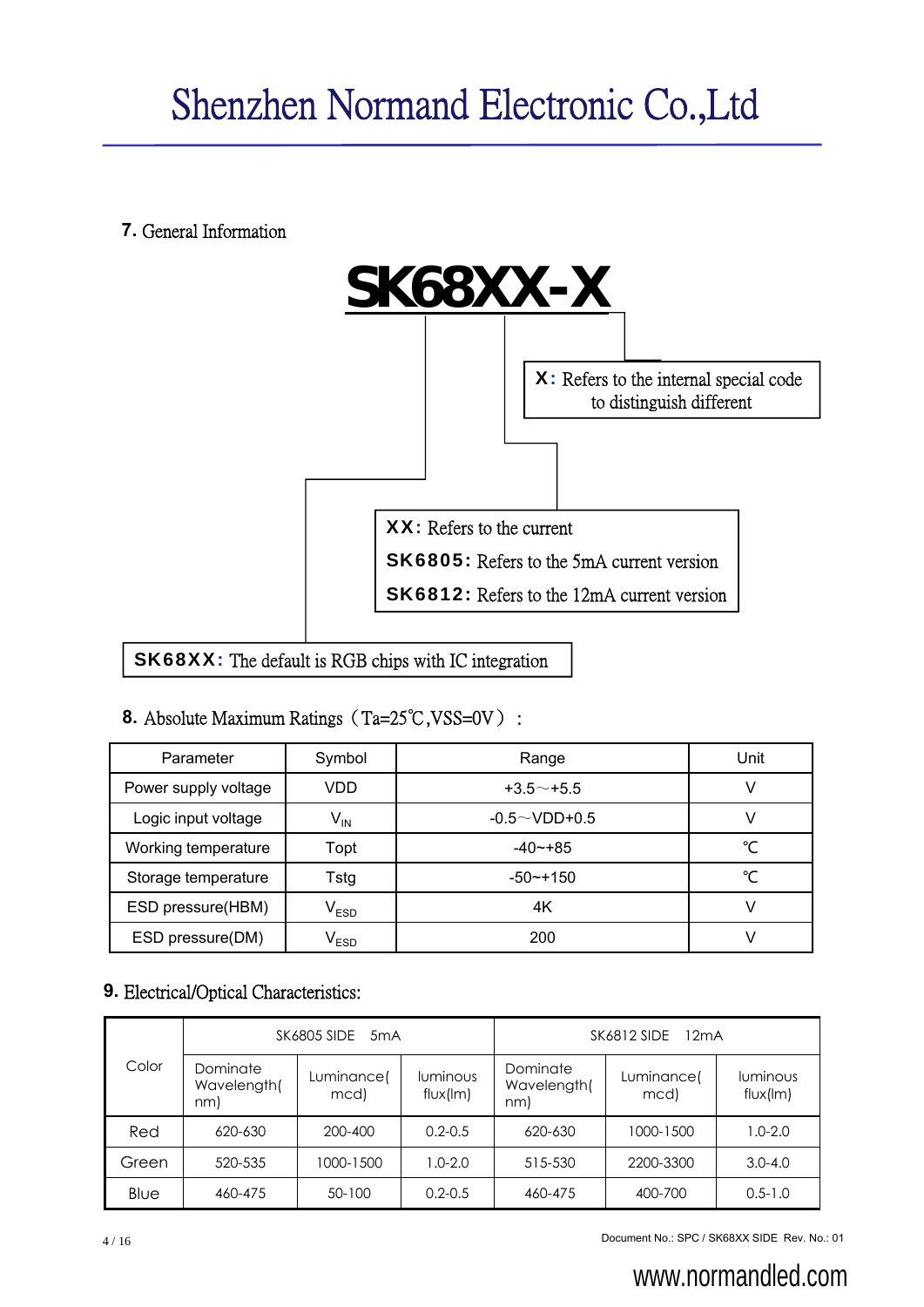## 7. General Information

**SK68XX-X**

**X:** Refers to the internal special code to distinguish different

**XX:** Refers to the current

**SK6805:** Refers to the 5mA current version

**SK6812:** Refers to the 12mA current version

**SK68XX:** The default is RGB chips with IC integration

## 8. Absolute Maximum Ratings（Ta=25℃,VSS=0V）：

| Parameter | Symbol | Range | Unit |
|---|---|---|---|
| Power supply voltage | VDD | +3.5～+5.5 | V |
| Logic input voltage | $V_{IN}$ | -0.5～VDD+0.5 | V |
| Working temperature | Topt | -40~+85 | ℃ |
| Storage temperature | Tstg | -50~+150 | ℃ |
| ESD pressure(HBM) | $V_{ESD}$ | 4K | V |
| ESD pressure(DM) | $V_{ESD}$ | 200 | V |

## 9. Electrical/Optical Characteristics:

| Color | SK6805 SIDE 5mA | | | SK6812 SIDE 12mA | | |
|---|---|---|---|---|---|---|
| | Dominate Wavelength(nm) | Luminance(mcd) | luminous flux(lm) | Dominate Wavelength(nm) | Luminance(mcd) | luminous flux(lm) |
| Red | 620-630 | 200-400 | 0.2-0.5 | 620-630 | 1000-1500 | 1.0-2.0 |
| Green | 520-535 | 1000-1500 | 1.0-2.0 | 515-530 | 2200-3300 | 3.0-4.0 |
| Blue | 460-475 | 50-100 | 0.2-0.5 | 460-475 | 400-700 | 0.5-1.0 |

Document No.: SPC / SK68XX SIDE Rev. No.: 01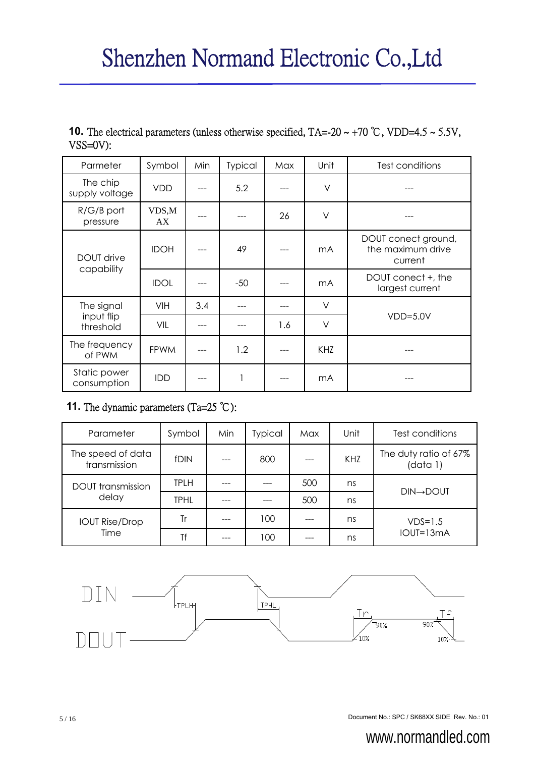**10.** The electrical parameters (unless otherwise specified, TA=-20 ~ +70 ℃, VDD=4.5 ~ 5.5V, VSS=0V):

| Parmeter | Symbol | Min | Typical | Max | Unit | Test conditions |
|---|---|---|---|---|---|---|
| The chip supply voltage | VDD | --- | 5.2 | --- | V | --- |
| R/G/B port pressure | VDS,MAX | --- | --- | 26 | V | --- |
| DOUT drive capability | IDOH | --- | 49 | --- | mA | DOUT conect ground, the maximum drive current |
| | IDOL | --- | -50 | --- | mA | DOUT conect +, the largest current |
| The signal input flip threshold | VIH | 3.4 | --- | --- | V | VDD=5.0V |
| | VIL | --- | --- | 1.6 | V | |
| The frequency of PWM | FPWM | --- | 1.2 | --- | KHZ | --- |
| Static power consumption | IDD | --- | 1 | --- | mA | --- |

**11.** The dynamic parameters (Ta=25 ℃):

| Parameter | Symbol | Min | Typical | Max | Unit | Test conditions |
|---|---|---|---|---|---|---|
| The speed of data transmission | fDIN | --- | 800 | --- | KHZ | The duty ratio of 67% (data 1) |
| DOUT transmission delay | TPLH | --- | --- | 500 | ns | DIN→DOUT |
| | TPHL | --- | --- | 500 | ns | |
| IOUT Rise/Drop Time | Tr | --- | 100 | --- | ns | VDS=1.5 IOUT=13mA |
| | Tf | --- | 100 | --- | ns | |

DIN

DOUT

TPLH TPHL Tr Tf 90% 10% 90% 10%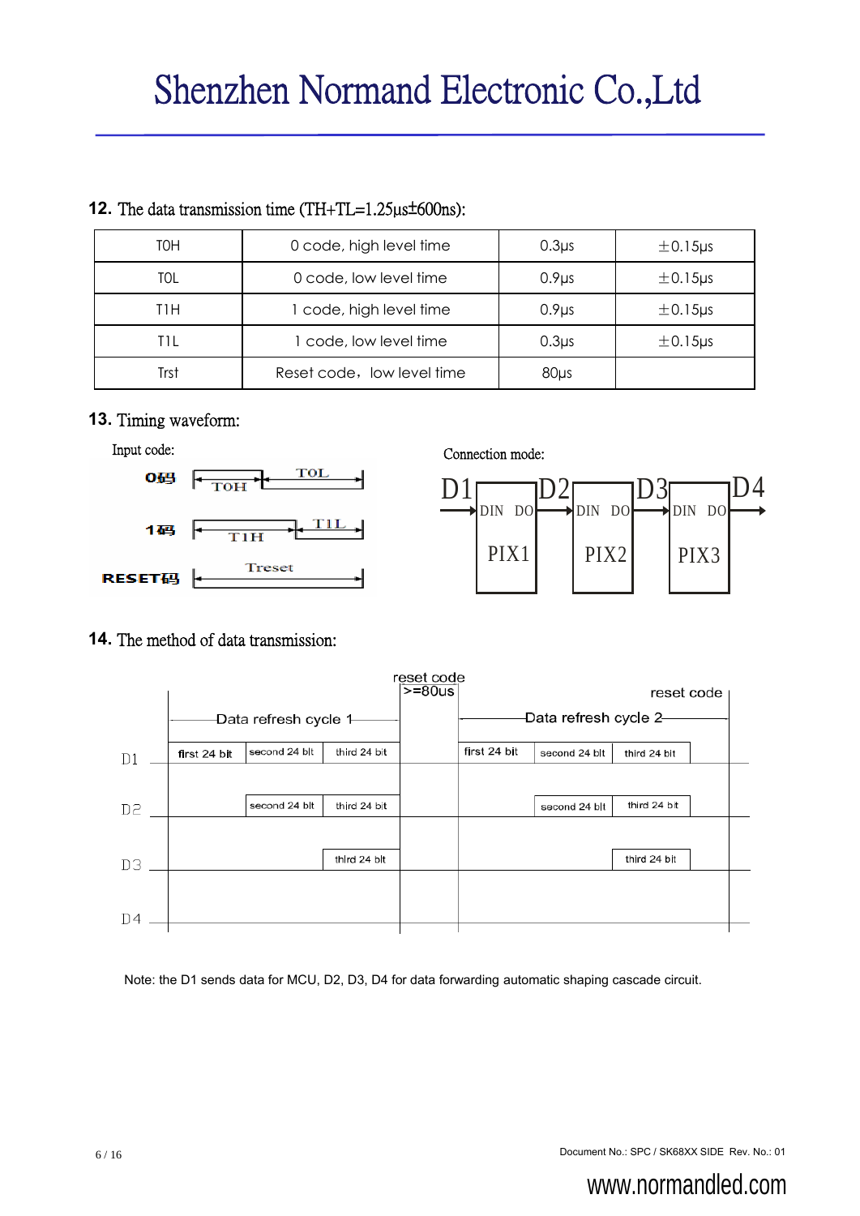## 12. The data transmission time (TH+TL=1.25μs±600ns):

| T0H | 0 code, high level time | 0.3μs | ±0.15μs |
|---|---|---|---|
| T0L | 0 code, low level time | 0.9μs | ±0.15μs |
| T1H | 1 code, high level time | 0.9μs | ±0.15μs |
| T1L | 1 code, low level time | 0.3μs | ±0.15μs |
| Trst | Reset code，low level time | 80μs | |

## 13. Timing waveform:

Input code:

0码 T0H T0L

1码 T1H T1L

RESET码 Treset

Connection mode:

D1 → DIN DO PIX1 → D2 → DIN DO PIX2 → D3 → DIN DO PIX3 → D4

## 14. The method of data transmission:

| | Data refresh cycle 1 | | | reset code >=80us | Data refresh cycle 2 | | | reset code |
|---|---|---|---|---|---|---|---|---|
| D1 | first 24 bit | second 24 bit | third 24 bit | | first 24 bit | second 24 bit | third 24 bit | |
| D2 | | second 24 bit | third 24 bit | | | second 24 bit | third 24 bit | |
| D3 | | | third 24 bit | | | | third 24 bit | |
| D4 | | | | | | | | |

Note: the D1 sends data for MCU, D2, D3, D4 for data forwarding automatic shaping cascade circuit.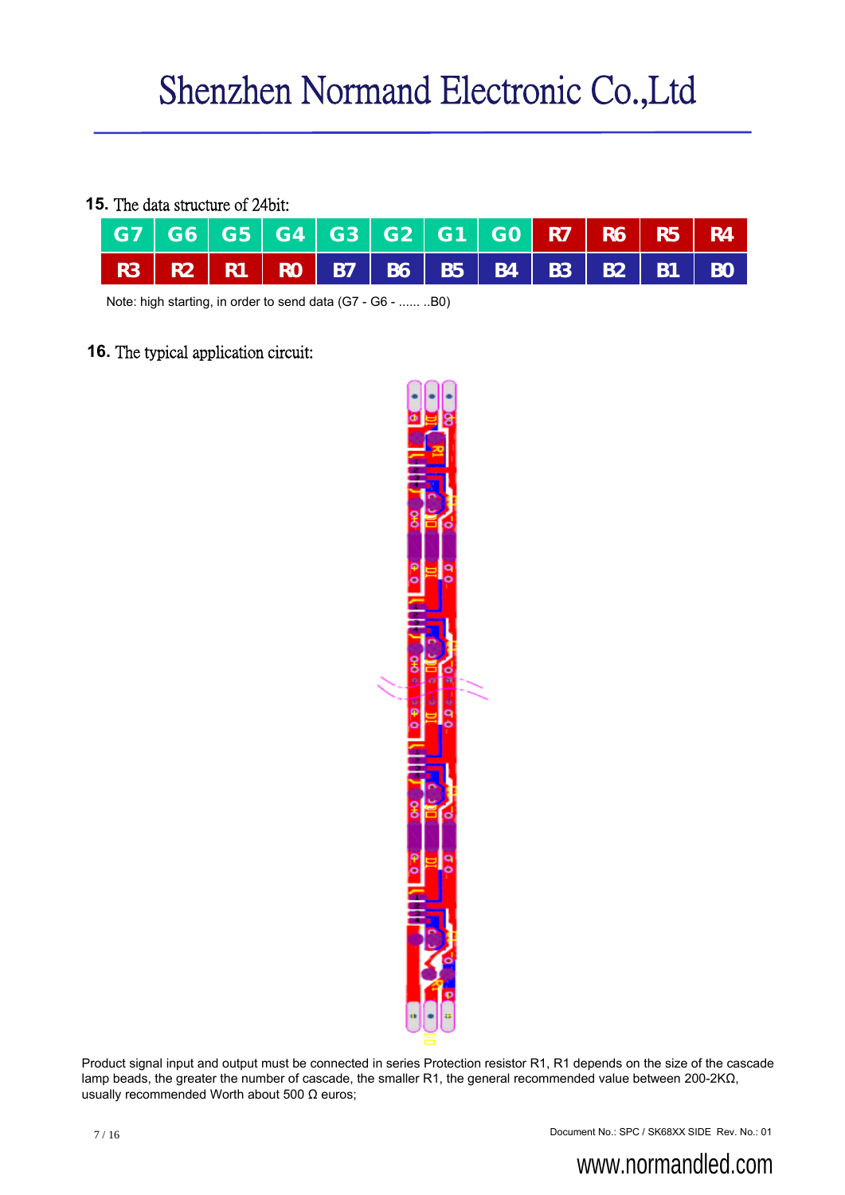**15.** The data structure of 24bit:

| G7 | G6 | G5 | G4 | G3 | G2 | G1 | G0 | R7 | R6 | R5 | R4 |
|---|---|---|---|---|---|---|---|---|---|---|---|
| R3 | R2 | R1 | R0 | B7 | B6 | B5 | B4 | B3 | B2 | B1 | B0 |

Note: high starting, in order to send data (G7 - G6 - ...... ..B0)

**16.** The typical application circuit:

Product signal input and output must be connected in series Protection resistor R1, R1 depends on the size of the cascade lamp beads, the greater the number of cascade, the smaller R1, the general recommended value between 200-2KΩ, usually recommended Worth about 500 Ω euros;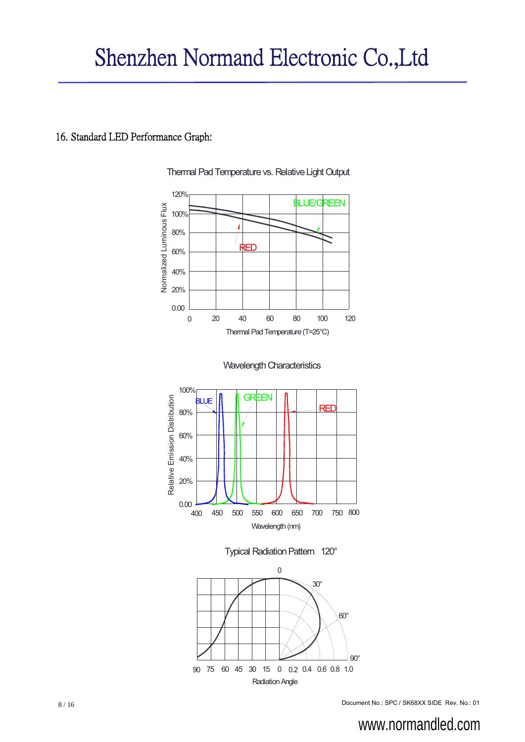## 16. Standard LED Performance Graph:

Thermal Pad Temperature vs. Relative Light Output

Wavelength Characteristics

Typical Radiation Pattern 120°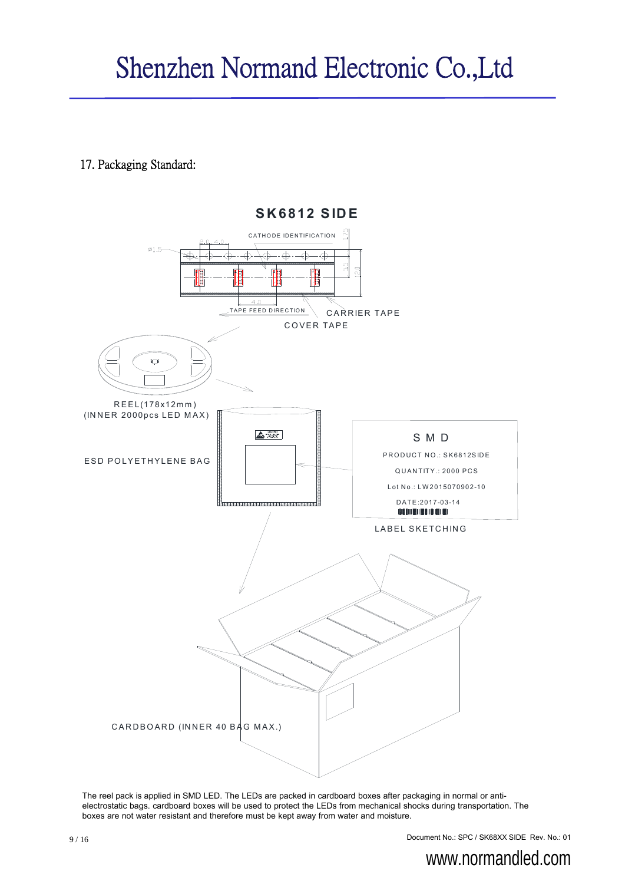## 17. Packaging Standard:

**SK6812 SIDE**

CATHODE IDENTIFICATION

TAPE FEED DIRECTION

CARRIER TAPE

COVER TAPE

REEL(178x12mm)
(INNER 2000pcs LED MAX)

ESD POLYETHYLENE BAG

SMD

PRODUCT NO.: SK6812SIDE

QUANTITY.: 2000 PCS

Lot No.: LW2015070902-10

DATE:2017-03-14

LABEL SKETCHING

CARDBOARD (INNER 40 BAG MAX.)

The reel pack is applied in SMD LED. The LEDs are packed in cardboard boxes after packaging in normal or anti-electrostatic bags. cardboard boxes will be used to protect the LEDs from mechanical shocks during transportation. The boxes are not water resistant and therefore must be kept away from water and moisture.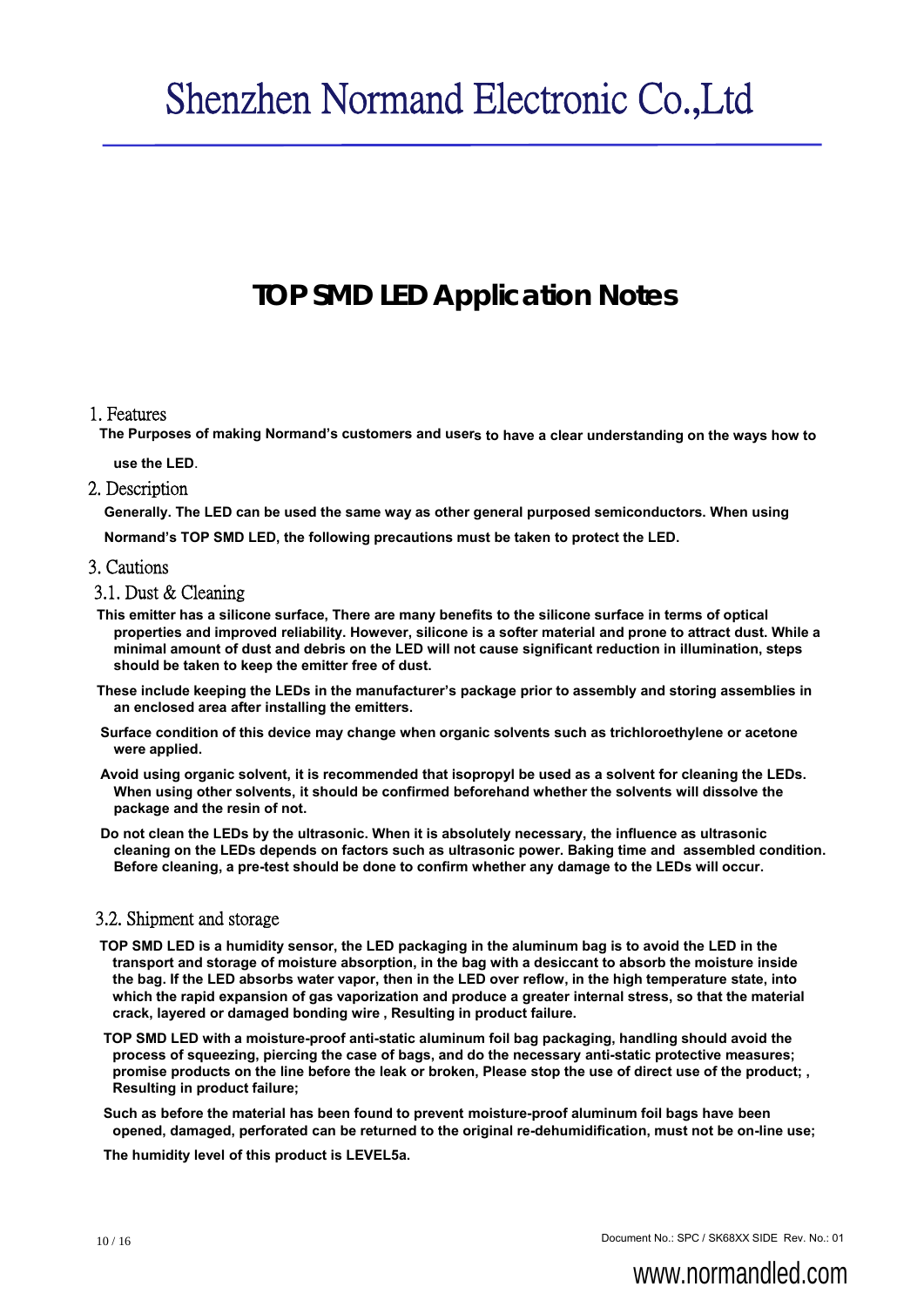# TOP SMD LED Application Notes

## 1. Features

**The Purposes of making Normand's customers and users to have a clear understanding on the ways how to use the LED.**

## 2. Description

**Generally. The LED can be used the same way as other general purposed semiconductors. When using Normand's TOP SMD LED, the following precautions must be taken to protect the LED.**

## 3. Cautions

### 3.1. Dust & Cleaning

**This emitter has a silicone surface, There are many benefits to the silicone surface in terms of optical properties and improved reliability. However, silicone is a softer material and prone to attract dust. While a minimal amount of dust and debris on the LED will not cause significant reduction in illumination, steps should be taken to keep the emitter free of dust.**

**These include keeping the LEDs in the manufacturer's package prior to assembly and storing assemblies in an enclosed area after installing the emitters.**

**Surface condition of this device may change when organic solvents such as trichloroethylene or acetone were applied.**

**Avoid using organic solvent, it is recommended that isopropyl be used as a solvent for cleaning the LEDs. When using other solvents, it should be confirmed beforehand whether the solvents will dissolve the package and the resin of not.**

**Do not clean the LEDs by the ultrasonic. When it is absolutely necessary, the influence as ultrasonic cleaning on the LEDs depends on factors such as ultrasonic power. Baking time and assembled condition. Before cleaning, a pre-test should be done to confirm whether any damage to the LEDs will occur.**

### 3.2. Shipment and storage

**TOP SMD LED is a humidity sensor, the LED packaging in the aluminum bag is to avoid the LED in the transport and storage of moisture absorption, in the bag with a desiccant to absorb the moisture inside the bag. If the LED absorbs water vapor, then in the LED over reflow, in the high temperature state, into which the rapid expansion of gas vaporization and produce a greater internal stress, so that the material crack, layered or damaged bonding wire , Resulting in product failure.**

**TOP SMD LED with a moisture-proof anti-static aluminum foil bag packaging, handling should avoid the process of squeezing, piercing the case of bags, and do the necessary anti-static protective measures; promise products on the line before the leak or broken, Please stop the use of direct use of the product; , Resulting in product failure;**

**Such as before the material has been found to prevent moisture-proof aluminum foil bags have been opened, damaged, perforated can be returned to the original re-dehumidification, must not be on-line use;**

**The humidity level of this product is LEVEL5a.**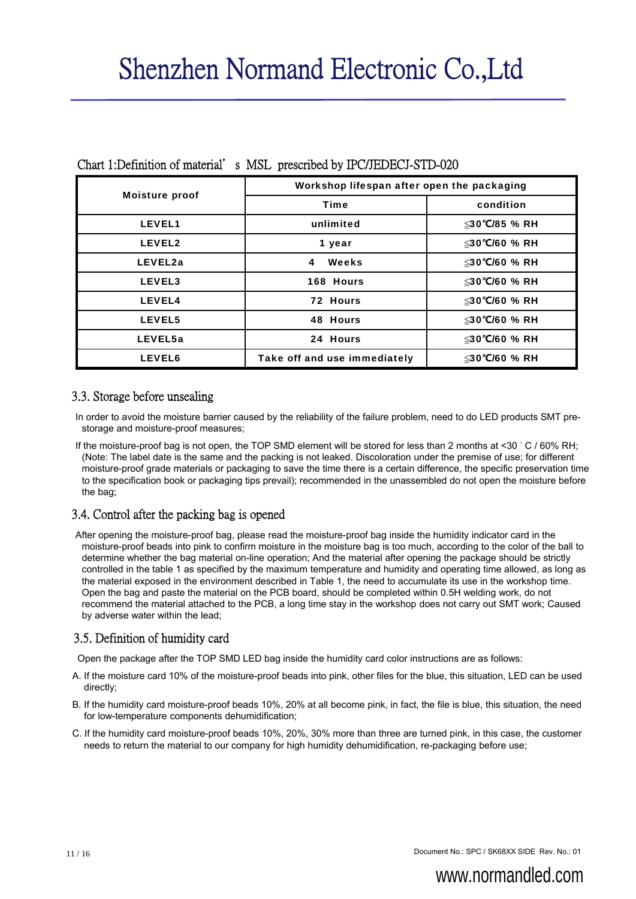Chart 1:Definition of material's MSL prescribed by IPC/JEDECJ-STD-020

| Moisture proof | Workshop lifespan after open the packaging | |
|---|---|---|
| | Time | condition |
| LEVEL1 | unlimited | ≦30℃/85 % RH |
| LEVEL2 | 1 year | ≦30℃/60 % RH |
| LEVEL2a | 4 Weeks | ≦30℃/60 % RH |
| LEVEL3 | 168 Hours | ≦30℃/60 % RH |
| LEVEL4 | 72 Hours | ≦30℃/60 % RH |
| LEVEL5 | 48 Hours | ≦30℃/60 % RH |
| LEVEL5a | 24 Hours | ≦30℃/60 % RH |
| LEVEL6 | Take off and use immediately | ≦30℃/60 % RH |

## 3.3. Storage before unsealing

In order to avoid the moisture barrier caused by the reliability of the failure problem, need to do LED products SMT pre-storage and moisture-proof measures;

If the moisture-proof bag is not open, the TOP SMD element will be stored for less than 2 months at <30 ° C / 60% RH; (Note: The label date is the same and the packing is not leaked. Discoloration under the premise of use; for different moisture-proof grade materials or packaging to save the time there is a certain difference, the specific preservation time to the specification book or packaging tips prevail); recommended in the unassembled do not open the moisture before the bag;

## 3.4. Control after the packing bag is opened

After opening the moisture-proof bag, please read the moisture-proof bag inside the humidity indicator card in the moisture-proof beads into pink to confirm moisture in the moisture bag is too much, according to the color of the ball to determine whether the bag material on-line operation; And the material after opening the package should be strictly controlled in the table 1 as specified by the maximum temperature and humidity and operating time allowed, as long as the material exposed in the environment described in Table 1, the need to accumulate its use in the workshop time. Open the bag and paste the material on the PCB board, should be completed within 0.5H welding work, do not recommend the material attached to the PCB, a long time stay in the workshop does not carry out SMT work; Caused by adverse water within the lead;

## 3.5. Definition of humidity card

Open the package after the TOP SMD LED bag inside the humidity card color instructions are as follows:

A. If the moisture card 10% of the moisture-proof beads into pink, other files for the blue, this situation, LED can be used directly;

B. If the humidity card moisture-proof beads 10%, 20% at all become pink, in fact, the file is blue, this situation, the need for low-temperature components dehumidification;

C. If the humidity card moisture-proof beads 10%, 20%, 30% more than three are turned pink, in this case, the customer needs to return the material to our company for high humidity dehumidification, re-packaging before use;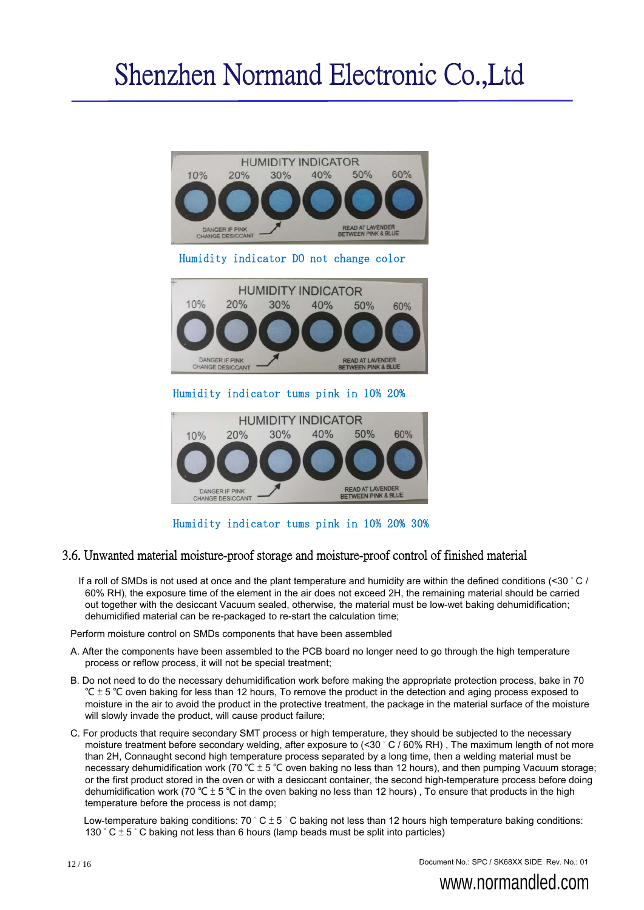HUMIDITY INDICATOR
10% 20% 30% 40% 50% 60%
DANGER IF PINK CHANGE DESICCANT
READ AT LAVENDER BETWEEN PINK & BLUE

Humidity indicator DO not change color

HUMIDITY INDICATOR
10% 20% 30% 40% 50% 60%
DANGER IF PINK CHANGE DESICCANT
READ AT LAVENDER BETWEEN PINK & BLUE

Humidity indicator tums pink in 10% 20%

HUMIDITY INDICATOR
10% 20% 30% 40% 50% 60%
DANGER IF PINK CHANGE DESICCANT
READ AT LAVENDER BETWEEN PINK & BLUE

Humidity indicator tums pink in 10% 20% 30%

## 3.6. Unwanted material moisture-proof storage and moisture-proof control of finished material

If a roll of SMDs is not used at once and the plant temperature and humidity are within the defined conditions (<30 ˚C / 60% RH), the exposure time of the element in the air does not exceed 2H, the remaining material should be carried out together with the desiccant Vacuum sealed, otherwise, the material must be low-wet baking dehumidification; dehumidified material can be re-packaged to re-start the calculation time;

Perform moisture control on SMDs components that have been assembled

A. After the components have been assembled to the PCB board no longer need to go through the high temperature process or reflow process, it will not be special treatment;

B. Do not need to do the necessary dehumidification work before making the appropriate protection process, bake in 70 ℃ ± 5 ℃ oven baking for less than 12 hours, To remove the product in the detection and aging process exposed to moisture in the air to avoid the product in the protective treatment, the package in the material surface of the moisture will slowly invade the product, will cause product failure;

C. For products that require secondary SMT process or high temperature, they should be subjected to the necessary moisture treatment before secondary welding, after exposure to (<30 ˚C / 60% RH) , The maximum length of not more than 2H, Connaught second high temperature process separated by a long time, then a welding material must be necessary dehumidification work (70 ℃ ± 5 ℃ oven baking no less than 12 hours), and then pumping Vacuum storage; or the first product stored in the oven or with a desiccant container, the second high-temperature process before doing dehumidification work (70 ℃ ± 5 ℃ in the oven baking no less than 12 hours) , To ensure that products in the high temperature before the process is not damp;

Low-temperature baking conditions: 70 ˚C ± 5 ˚C baking not less than 12 hours high temperature baking conditions: 130 ˚C ± 5 ˚C baking not less than 6 hours (lamp beads must be split into particles)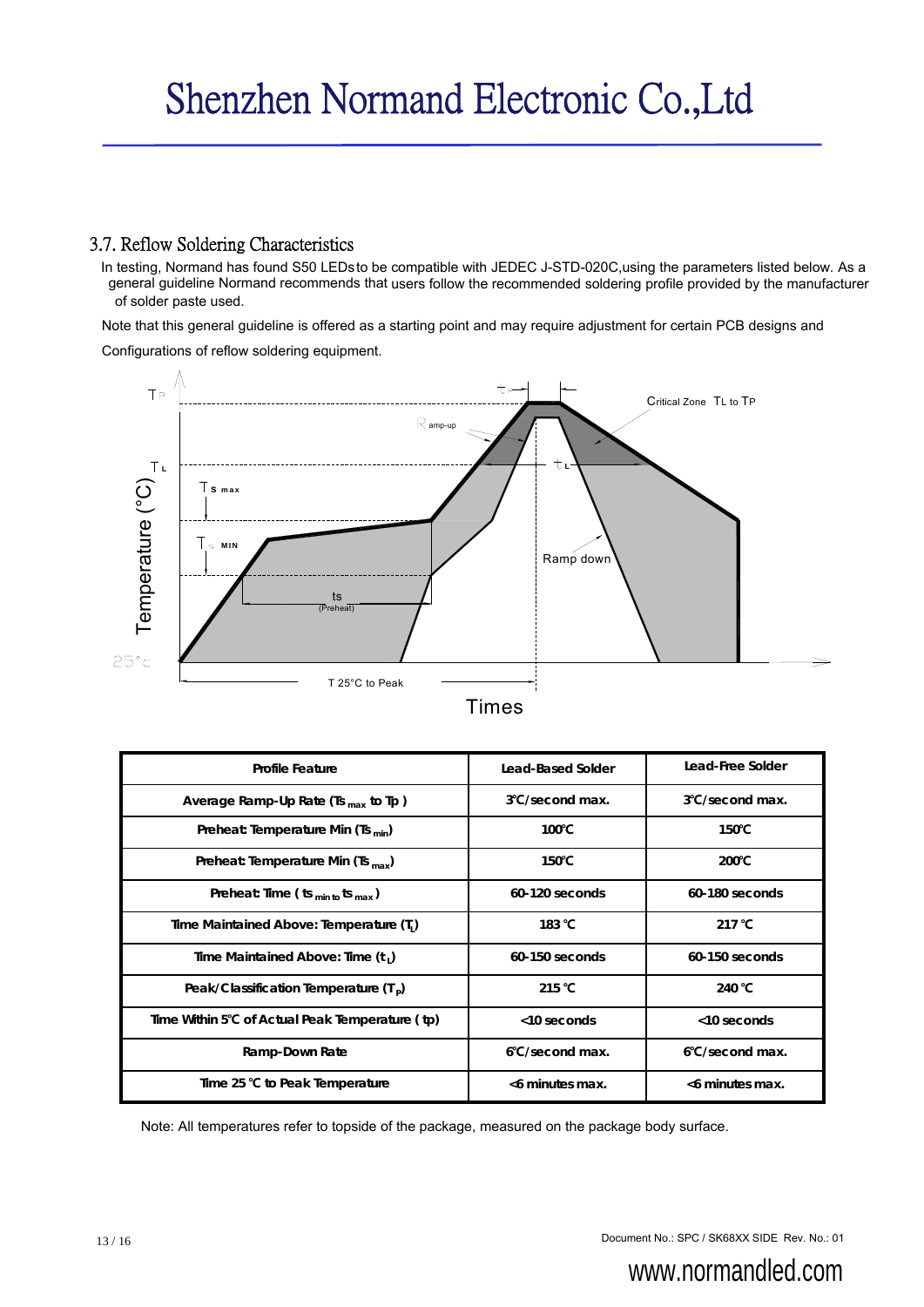### 3.7. Reflow Soldering Characteristics

In testing, Normand has found S50 LEDsto be compatible with JEDEC J-STD-020C,using the parameters listed below. As a general guideline Normand recommends that users follow the recommended soldering profile provided by the manufacturer of solder paste used.

Note that this general guideline is offered as a starting point and may require adjustment for certain PCB designs and Configurations of reflow soldering equipment.

| Profile Feature | Lead-Based Solder | Lead-Free Solder |
|---|---|---|
| Average Ramp-Up Rate ($Ts_{max}$ to $Tp$ ) | 3℃/second max. | 3℃/second max. |
| Preheat: Temperature Min ($Ts_{min}$) | 100℃ | 150℃ |
| Preheat: Temperature Min ($Ts_{max}$) | 150℃ | 200℃ |
| Preheat: Time ( $ts_{min\ to}\ ts_{max}$ ) | 60-120 seconds | 60-180 seconds |
| Time Maintained Above: Temperature ($T_L$) | 183 ℃ | 217 ℃ |
| Time Maintained Above: Time ($t_L$) | 60-150 seconds | 60-150 seconds |
| Peak/Classification Temperature ($T_P$) | 215 ℃ | 240 ℃ |
| Time Within 5℃ of Actual Peak Temperature ( tp) | <10 seconds | <10 seconds |
| Ramp-Down Rate | 6℃/second max. | 6℃/second max. |
| Time 25 ℃ to Peak Temperature | <6 minutes max. | <6 minutes max. |

Note: All temperatures refer to topside of the package, measured on the package body surface.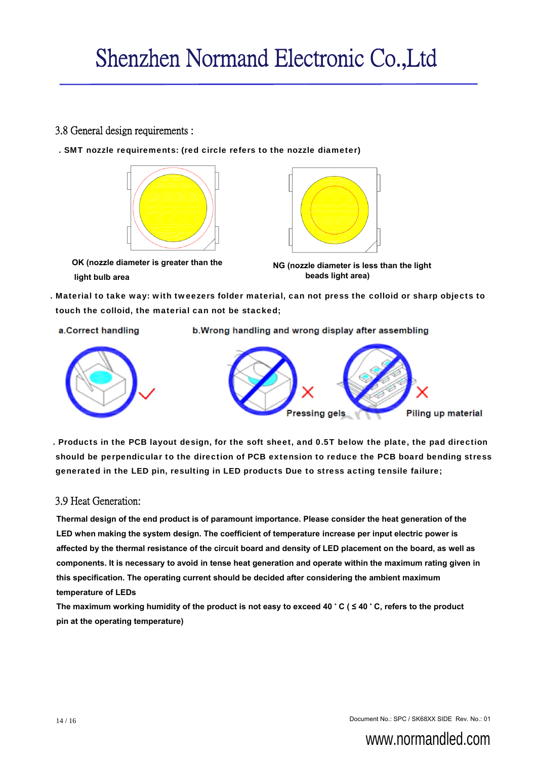### 3.8 General design requirements :

. SMT nozzle requirements: (red circle refers to the nozzle diameter)

OK (nozzle diameter is greater than the light bulb area

NG (nozzle diameter is less than the light beads light area)

. Material to take way: with tweezers folder material, can not press the colloid or sharp objects to touch the colloid, the material can not be stacked;

a.Correct handling

b.Wrong handling and wrong display after assembling

Pressing gels

Piling up material

. Products in the PCB layout design, for the soft sheet, and 0.5T below the plate, the pad direction should be perpendicular to the direction of PCB extension to reduce the PCB board bending stress generated in the LED pin, resulting in LED products Due to stress acting tensile failure;

### 3.9 Heat Generation:

Thermal design of the end product is of paramount importance. Please consider the heat generation of the LED when making the system design. The coefficient of temperature increase per input electric power is affected by the thermal resistance of the circuit board and density of LED placement on the board, as well as components. It is necessary to avoid in tense heat generation and operate within the maximum rating given in this specification. The operating current should be decided after considering the ambient maximum temperature of LEDs

The maximum working humidity of the product is not easy to exceed 40 ˚ C ( ≤ 40 ˚ C, refers to the product pin at the operating temperature)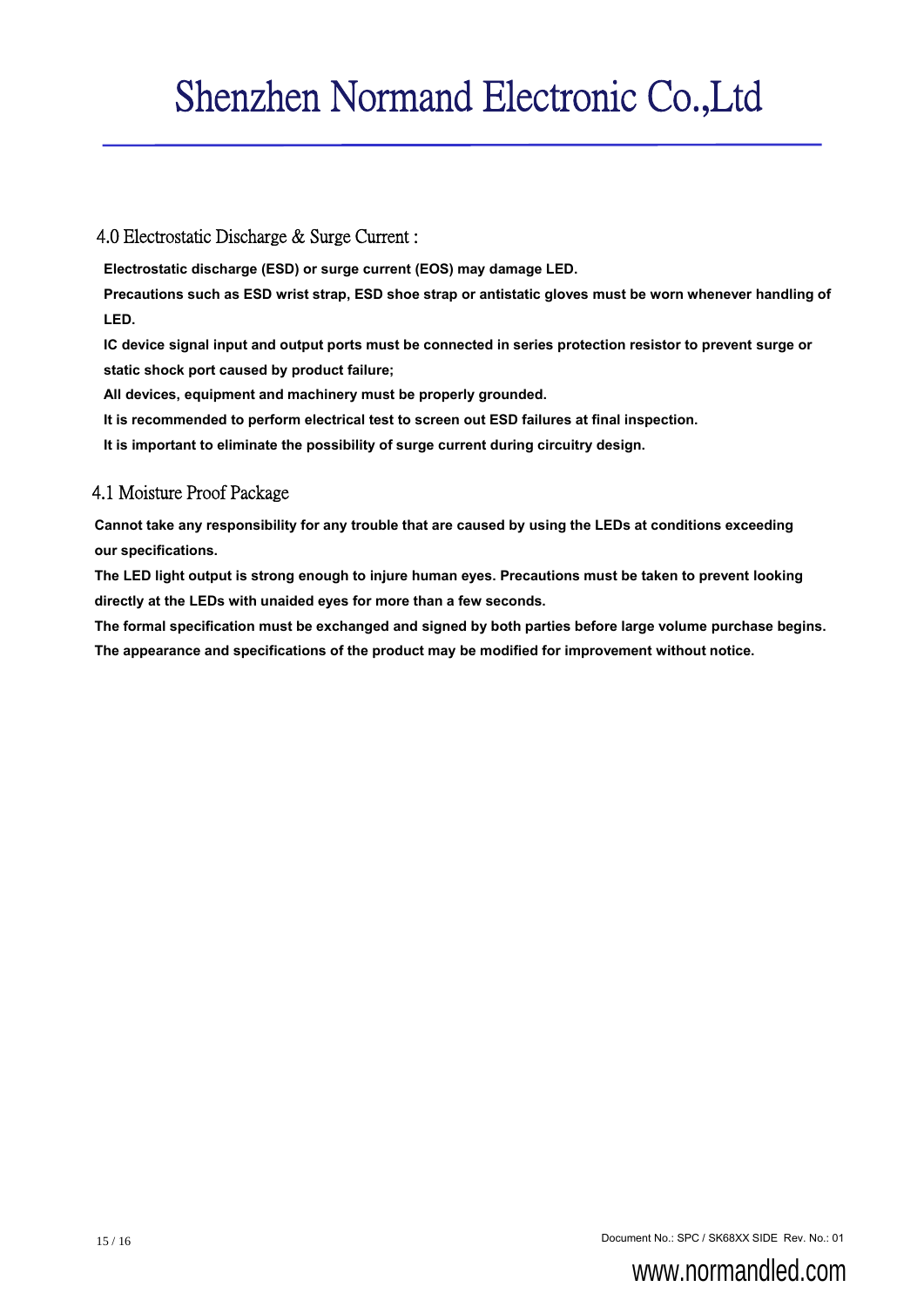## 4.0 Electrostatic Discharge & Surge Current :

**Electrostatic discharge (ESD) or surge current (EOS) may damage LED.**

**Precautions such as ESD wrist strap, ESD shoe strap or antistatic gloves must be worn whenever handling of LED.**

**IC device signal input and output ports must be connected in series protection resistor to prevent surge or static shock port caused by product failure;**

**All devices, equipment and machinery must be properly grounded.**

**It is recommended to perform electrical test to screen out ESD failures at final inspection.**

**It is important to eliminate the possibility of surge current during circuitry design.**

## 4.1 Moisture Proof Package

**Cannot take any responsibility for any trouble that are caused by using the LEDs at conditions exceeding our specifications.**

**The LED light output is strong enough to injure human eyes. Precautions must be taken to prevent looking directly at the LEDs with unaided eyes for more than a few seconds.**

**The formal specification must be exchanged and signed by both parties before large volume purchase begins.**

**The appearance and specifications of the product may be modified for improvement without notice.**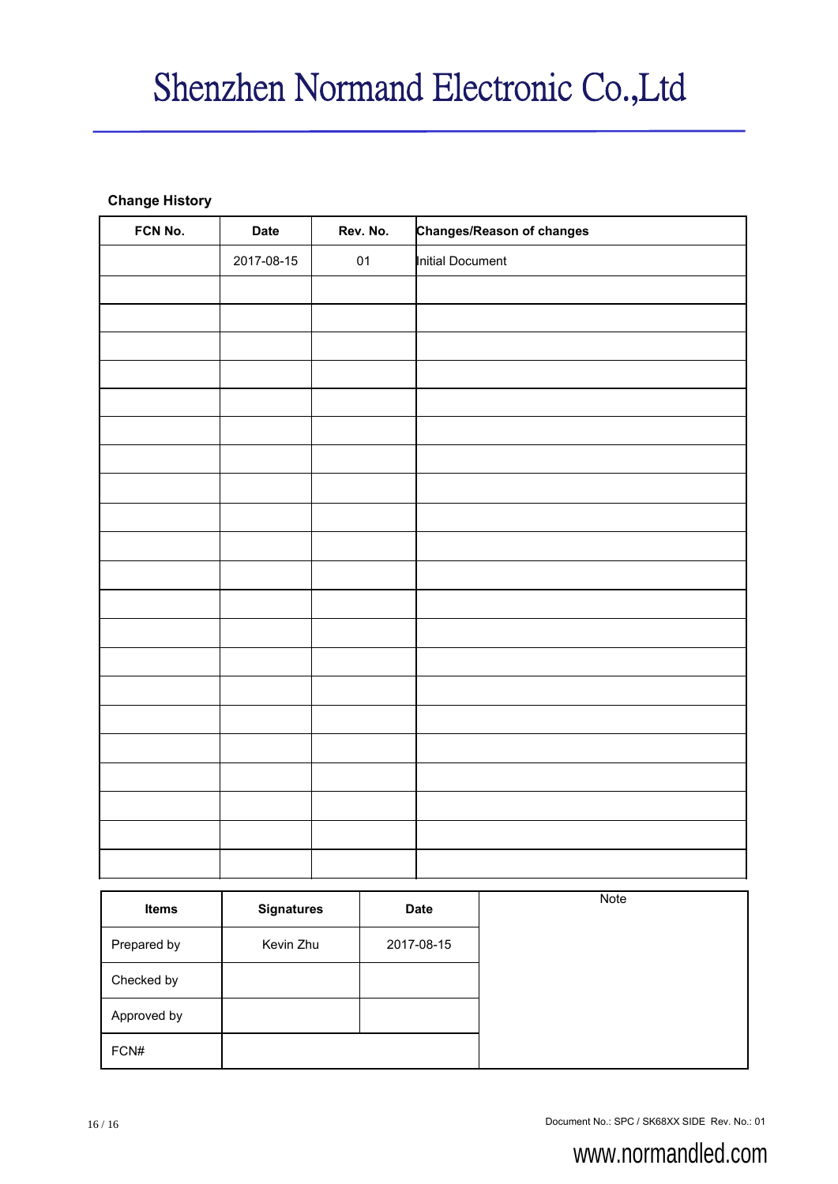# Shenzhen Normand Electronic Co.,Ltd

**Change History**

| FCN No. | Date | Rev. No. | Changes/Reason of changes |
|---|---|---|---|
| | 2017-08-15 | 01 | Initial Document |
| | | | |
| | | | |
| | | | |
| | | | |
| | | | |
| | | | |
| | | | |
| | | | |
| | | | |
| | | | |
| | | | |
| | | | |
| | | | |
| | | | |
| | | | |
| | | | |
| | | | |
| | | | |
| | | | |
| | | | |
| | | | |

| Items | Signatures | Date | Note |
|---|---|---|---|
| Prepared by | Kevin Zhu | 2017-08-15 | |
| Checked by | | | |
| Approved by | | | |
| FCN# | | | |

Document No.: SPC / SK68XX SIDE Rev. No.: 01

www.normandled.com